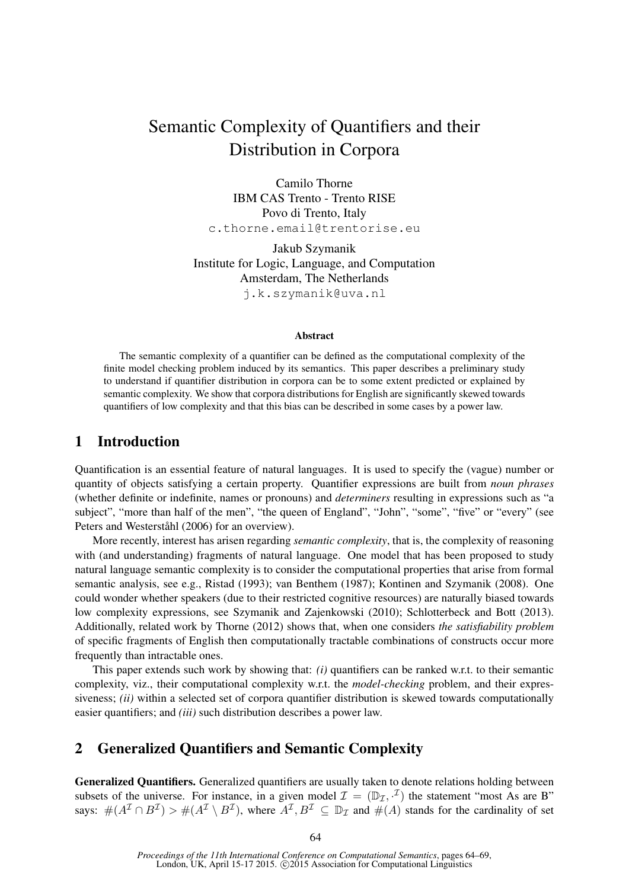# Semantic Complexity of Quantifiers and their Distribution in Corpora

Camilo Thorne
IBM CAS Trento - Trento RISE
Povo di Trento, Italy
c.thorne.email@trentorise.eu

Jakub Szymanik
Institute for Logic, Language, and Computation
Amsterdam, The Netherlands
j.k.szymanik@uva.nl

### Abstract

The semantic complexity of a quantifier can be defined as the computational complexity of the finite model checking problem induced by its semantics. This paper describes a preliminary study to understand if quantifier distribution in corpora can be to some extent predicted or explained by semantic complexity. We show that corpora distributions for English are significantly skewed towards quantifiers of low complexity and that this bias can be described in some cases by a power law.

## 1 Introduction

Quantification is an essential feature of natural languages. It is used to specify the (vague) number or quantity of objects satisfying a certain property. Quantifier expressions are built from *noun phrases* (whether definite or indefinite, names or pronouns) and *determiners* resulting in expressions such as "a subject", "more than half of the men", "the queen of England", "John", "some", "five" or "every" (see Peters and Westerståhl (2006) for an overview).

More recently, interest has arisen regarding *semantic complexity*, that is, the complexity of reasoning with (and understanding) fragments of natural language. One model that has been proposed to study natural language semantic complexity is to consider the computational properties that arise from formal semantic analysis, see e.g., Ristad (1993); van Benthem (1987); Kontinen and Szymanik (2008). One could wonder whether speakers (due to their restricted cognitive resources) are naturally biased towards low complexity expressions, see Szymanik and Zajenkowski (2010); Schlotterbeck and Bott (2013). Additionally, related work by Thorne (2012) shows that, when one considers *the satisfiability problem* of specific fragments of English then computationally tractable combinations of constructs occur more frequently than intractable ones.

This paper extends such work by showing that: *(i)* quantifiers can be ranked w.r.t. to their semantic complexity, viz., their computational complexity w.r.t. the *model-checking* problem, and their expressiveness; *(ii)* within a selected set of corpora quantifier distribution is skewed towards computationally easier quantifiers; and *(iii)* such distribution describes a power law.

## 2 Generalized Quantifiers and Semantic Complexity

**Generalized Quantifiers.** Generalized quantifiers are usually taken to denote relations holding between subsets of the universe. For instance, in a given model $\mathcal{I} = (\mathbb{D}_{\mathcal{I}}, \cdot^{\mathcal{I}})$ the statement "most As are B" says: $\#(A^{\mathcal{I}} \cap B^{\mathcal{I}}) > \#(A^{\mathcal{I}} \setminus B^{\mathcal{I}})$, where $A^{\mathcal{I}}, B^{\mathcal{I}} \subseteq \mathbb{D}_{\mathcal{I}}$ and $\#(A)$ stands for the cardinality of set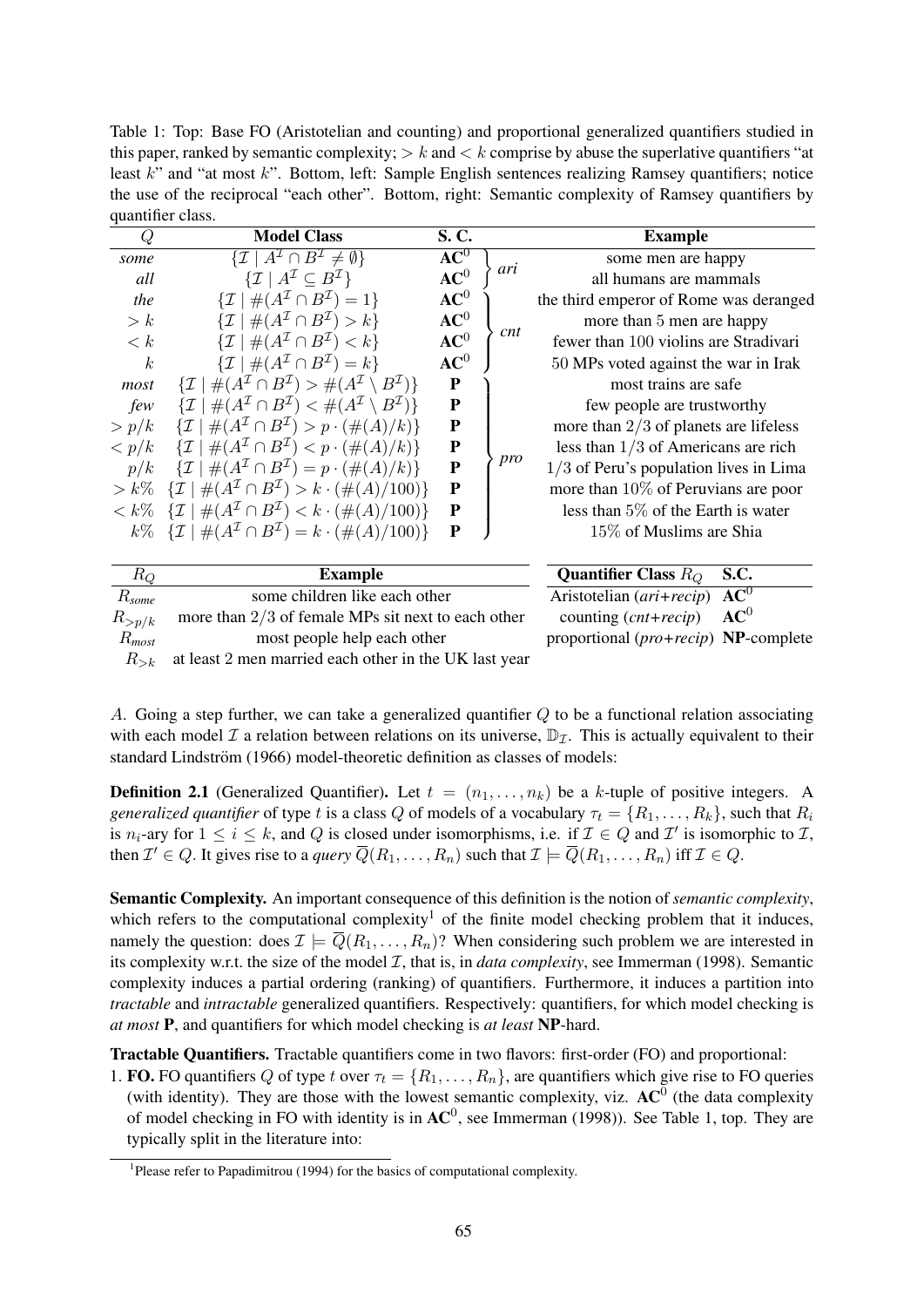Table 1: Top: Base FO (Aristotelian and counting) and proportional generalized quantifiers studied in this paper, ranked by semantic complexity; $> k$ and $< k$ comprise by abuse the superlative quantifiers "at least $k$" and "at most $k$". Bottom, left: Sample English sentences realizing Ramsey quantifiers; notice the use of the reciprocal "each other". Bottom, right: Semantic complexity of Ramsey quantifiers by quantifier class.

| $Q$ | **Model Class** | **S. C.** | | **Example** |
|---|---|---|---|---|
| *some* | $\{\mathcal{I} \mid A^{\mathcal{I}} \cap B^{\mathcal{I}} \neq \emptyset\}$ | $\mathbf{AC}^0$ | *ari* | some men are happy |
| *all* | $\{\mathcal{I} \mid A^{\mathcal{I}} \subseteq B^{\mathcal{I}}\}$ | $\mathbf{AC}^0$ | *ari* | all humans are mammals |
| *the* | $\{\mathcal{I} \mid \#(A^{\mathcal{I}} \cap B^{\mathcal{I}}) = 1\}$ | $\mathbf{AC}^0$ | *cnt* | the third emperor of Rome was deranged |
| $> k$ | $\{\mathcal{I} \mid \#(A^{\mathcal{I}} \cap B^{\mathcal{I}}) > k\}$ | $\mathbf{AC}^0$ | *cnt* | more than 5 men are happy |
| $< k$ | $\{\mathcal{I} \mid \#(A^{\mathcal{I}} \cap B^{\mathcal{I}}) < k\}$ | $\mathbf{AC}^0$ | *cnt* | fewer than 100 violins are Stradivari |
| $k$ | $\{\mathcal{I} \mid \#(A^{\mathcal{I}} \cap B^{\mathcal{I}}) = k\}$ | $\mathbf{AC}^0$ | *cnt* | 50 MPs voted against the war in Irak |
| *most* | $\{\mathcal{I} \mid \#(A^{\mathcal{I}} \cap B^{\mathcal{I}}) > \#(A^{\mathcal{I}} \setminus B^{\mathcal{I}})\}$ | $\mathbf{P}$ | *pro* | most trains are safe |
| *few* | $\{\mathcal{I} \mid \#(A^{\mathcal{I}} \cap B^{\mathcal{I}}) < \#(A^{\mathcal{I}} \setminus B^{\mathcal{I}})\}$ | $\mathbf{P}$ | *pro* | few people are trustworthy |
| $> p/k$ | $\{\mathcal{I} \mid \#(A^{\mathcal{I}} \cap B^{\mathcal{I}}) > p \cdot (\#(A)/k)\}$ | $\mathbf{P}$ | *pro* | more than $2/3$ of planets are lifeless |
| $< p/k$ | $\{\mathcal{I} \mid \#(A^{\mathcal{I}} \cap B^{\mathcal{I}}) < p \cdot (\#(A)/k)\}$ | $\mathbf{P}$ | *pro* | less than $1/3$ of Americans are rich |
| $p/k$ | $\{\mathcal{I} \mid \#(A^{\mathcal{I}} \cap B^{\mathcal{I}}) = p \cdot (\#(A)/k)\}$ | $\mathbf{P}$ | *pro* | $1/3$ of Peru's population lives in Lima |
| $> k\%$ | $\{\mathcal{I} \mid \#(A^{\mathcal{I}} \cap B^{\mathcal{I}}) > k \cdot (\#(A)/100)\}$ | $\mathbf{P}$ | *pro* | more than $10\%$ of Peruvians are poor |
| $< k\%$ | $\{\mathcal{I} \mid \#(A^{\mathcal{I}} \cap B^{\mathcal{I}}) < k \cdot (\#(A)/100)\}$ | $\mathbf{P}$ | *pro* | less than $5\%$ of the Earth is water |
| $k\%$ | $\{\mathcal{I} \mid \#(A^{\mathcal{I}} \cap B^{\mathcal{I}}) = k \cdot (\#(A)/100)\}$ | $\mathbf{P}$ | *pro* | $15\%$ of Muslims are Shia |

| $R_Q$ | **Example** |
|---|---|
| $R_{some}$ | some children like each other |
| $R_{>p/k}$ | more than $2/3$ of female MPs sit next to each other |
| $R_{most}$ | most people help each other |
| $R_{>k}$ | at least 2 men married each other in the UK last year |

| **Quantifier Class** $R_Q$ | **S.C.** |
|---|---|
| Aristotelian (*ari+recip*) | $\mathbf{AC}^0$ |
| counting (*cnt+recip*) | $\mathbf{AC}^0$ |
| proportional (*pro+recip*) | **NP**-complete |

$A$. Going a step further, we can take a generalized quantifier $Q$ to be a functional relation associating with each model $\mathcal{I}$ a relation between relations on its universe, $\mathbb{D}_{\mathcal{I}}$. This is actually equivalent to their standard Lindström (1966) model-theoretic definition as classes of models:

**Definition 2.1** (Generalized Quantifier)**.** Let $t = (n_1, \ldots, n_k)$ be a $k$-tuple of positive integers. A *generalized quantifier* of type $t$ is a class $Q$ of models of a vocabulary $\tau_t = \{R_1, \ldots, R_k\}$, such that $R_i$ is $n_i$-ary for $1 \leq i \leq k$, and $Q$ is closed under isomorphisms, i.e. if $\mathcal{I} \in Q$ and $\mathcal{I}'$ is isomorphic to $\mathcal{I}$, then $\mathcal{I}' \in Q$. It gives rise to a *query* $\overline{Q}(R_1, \ldots, R_n)$ such that $\mathcal{I} \models \overline{Q}(R_1, \ldots, R_n)$ iff $\mathcal{I} \in Q$.

**Semantic Complexity.** An important consequence of this definition is the notion of *semantic complexity*, which refers to the computational complexity[1] of the finite model checking problem that it induces, namely the question: does $\mathcal{I} \models \overline{Q}(R_1, \ldots, R_n)$? When considering such problem we are interested in its complexity w.r.t. the size of the model $\mathcal{I}$, that is, in *data complexity*, see Immerman (1998). Semantic complexity induces a partial ordering (ranking) of quantifiers. Furthermore, it induces a partition into *tractable* and *intractable* generalized quantifiers. Respectively: quantifiers, for which model checking is *at most* **P**, and quantifiers for which model checking is *at least* **NP**-hard.

**Tractable Quantifiers.** Tractable quantifiers come in two flavors: first-order (FO) and proportional:

1. **FO.** FO quantifiers $Q$ of type $t$ over $\tau_t = \{R_1, \ldots, R_n\}$, are quantifiers which give rise to FO queries (with identity). They are those with the lowest semantic complexity, viz. $\mathbf{AC}^0$ (the data complexity of model checking in FO with identity is in $\mathbf{AC}^0$, see Immerman (1998)). See Table 1, top. They are typically split in the literature into:

[1] Please refer to Papadimitrou (1994) for the basics of computational complexity.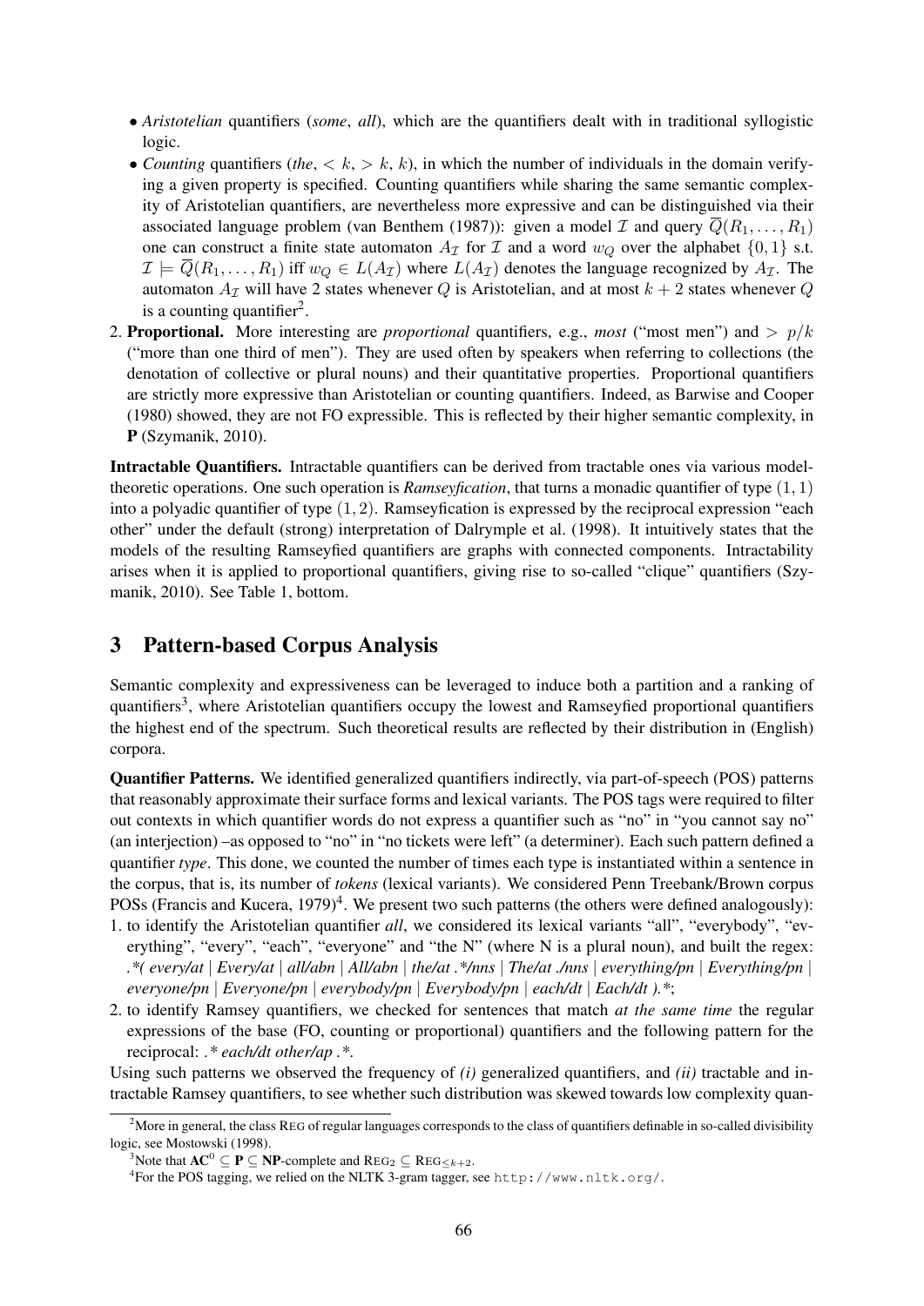- *Aristotelian* quantifiers (*some*, *all*), which are the quantifiers dealt with in traditional syllogistic logic.
- *Counting* quantifiers (*the*, $< k$, $> k$, $k$), in which the number of individuals in the domain verifying a given property is specified. Counting quantifiers while sharing the same semantic complexity of Aristotelian quantifiers, are nevertheless more expressive and can be distinguished via their associated language problem (van Benthem (1987)): given a model $\mathcal{I}$ and query $\overline{Q}(R_1, \ldots, R_1)$ one can construct a finite state automaton $A_{\mathcal{I}}$ for $\mathcal{I}$ and a word $w_Q$ over the alphabet $\{0, 1\}$ s.t. $\mathcal{I} \models \overline{Q}(R_1, \ldots, R_1)$ iff $w_Q \in L(A_{\mathcal{I}})$ where $L(A_{\mathcal{I}})$ denotes the language recognized by $A_{\mathcal{I}}$. The automaton $A_{\mathcal{I}}$ will have 2 states whenever $Q$ is Aristotelian, and at most $k + 2$ states whenever $Q$ is a counting quantifier[2].

2. **Proportional.** More interesting are *proportional* quantifiers, e.g., *most* ("most men") and $> p/k$ ("more than one third of men"). They are used often by speakers when referring to collections (the denotation of collective or plural nouns) and their quantitative properties. Proportional quantifiers are strictly more expressive than Aristotelian or counting quantifiers. Indeed, as Barwise and Cooper (1980) showed, they are not FO expressible. This is reflected by their higher semantic complexity, in **P** (Szymanik, 2010).

**Intractable Quantifiers.** Intractable quantifiers can be derived from tractable ones via various model-theoretic operations. One such operation is *Ramseyfication*, that turns a monadic quantifier of type $(1, 1)$ into a polyadic quantifier of type $(1, 2)$. Ramseyfication is expressed by the reciprocal expression "each other" under the default (strong) interpretation of Dalrymple et al. (1998). It intuitively states that the models of the resulting Ramseyfied quantifiers are graphs with connected components. Intractability arises when it is applied to proportional quantifiers, giving rise to so-called "clique" quantifiers (Szymanik, 2010). See Table 1, bottom.

## 3 Pattern-based Corpus Analysis

Semantic complexity and expressiveness can be leveraged to induce both a partition and a ranking of quantifiers[3], where Aristotelian quantifiers occupy the lowest and Ramseyfied proportional quantifiers the highest end of the spectrum. Such theoretical results are reflected by their distribution in (English) corpora.

**Quantifier Patterns.** We identified generalized quantifiers indirectly, via part-of-speech (POS) patterns that reasonably approximate their surface forms and lexical variants. The POS tags were required to filter out contexts in which quantifier words do not express a quantifier such as "no" in "you cannot say no" (an interjection) –as opposed to "no" in "no tickets were left" (a determiner). Each such pattern defined a quantifier *type*. This done, we counted the number of times each type is instantiated within a sentence in the corpus, that is, its number of *tokens* (lexical variants). We considered Penn Treebank/Brown corpus POSs (Francis and Kucera, 1979)[4]. We present two such patterns (the others were defined analogously):

1. to identify the Aristotelian quantifier *all*, we considered its lexical variants "all", "everybody", "everything", "every", "each", "everyone" and "the N" (where N is a plural noun), and built the regex: *.\*( every/at | Every/at | all/abn | All/abn | the/at .\*/nns | The/at ./nns | everything/pn | Everything/pn | everyone/pn | Everyone/pn | everybody/pn | Everybody/pn | each/dt | Each/dt ).\**;
2. to identify Ramsey quantifiers, we checked for sentences that match *at the same time* the regular expressions of the base (FO, counting or proportional) quantifiers and the following pattern for the reciprocal: *.\* each/dt other/ap .\**.

Using such patterns we observed the frequency of *(i)* generalized quantifiers, and *(ii)* tractable and intractable Ramsey quantifiers, to see whether such distribution was skewed towards low complexity quan-

[2]More in general, the class REG of regular languages corresponds to the class of quantifiers definable in so-called divisibility logic, see Mostowski (1998).

[3]Note that $\mathbf{AC}^0 \subseteq \mathbf{P} \subseteq \mathbf{NP}$-complete and $\text{REG}_2 \subseteq \text{REG}_{\leq k+2}$.

[4]For the POS tagging, we relied on the NLTK 3-gram tagger, see `http://www.nltk.org/`.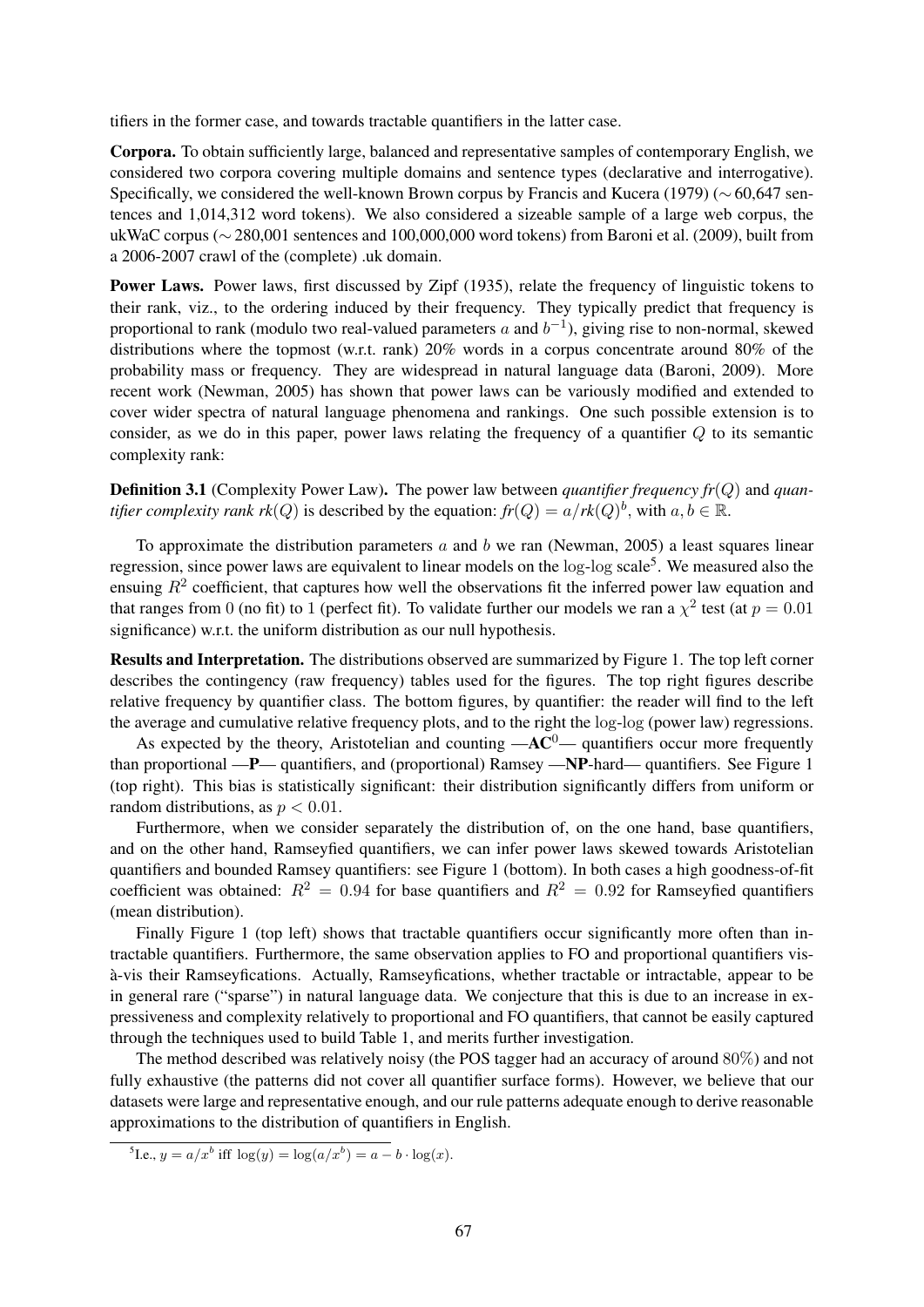tifiers in the former case, and towards tractable quantifiers in the latter case.

**Corpora.** To obtain sufficiently large, balanced and representative samples of contemporary English, we considered two corpora covering multiple domains and sentence types (declarative and interrogative). Specifically, we considered the well-known Brown corpus by Francis and Kucera (1979) ($\sim$ 60,647 sentences and 1,014,312 word tokens). We also considered a sizeable sample of a large web corpus, the ukWaC corpus ($\sim$ 280,001 sentences and 100,000,000 word tokens) from Baroni et al. (2009), built from a 2006-2007 crawl of the (complete) .uk domain.

**Power Laws.** Power laws, first discussed by Zipf (1935), relate the frequency of linguistic tokens to their rank, viz., to the ordering induced by their frequency. They typically predict that frequency is proportional to rank (modulo two real-valued parameters $a$ and $b^{-1}$), giving rise to non-normal, skewed distributions where the topmost (w.r.t. rank) 20% words in a corpus concentrate around 80% of the probability mass or frequency. They are widespread in natural language data (Baroni, 2009). More recent work (Newman, 2005) has shown that power laws can be variously modified and extended to cover wider spectra of natural language phenomena and rankings. One such possible extension is to consider, as we do in this paper, power laws relating the frequency of a quantifier $Q$ to its semantic complexity rank:

**Definition 3.1** (Complexity Power Law)**.** The power law between *quantifier frequency* $fr(Q)$ and *quantifier complexity rank* $rk(Q)$ is described by the equation: $fr(Q) = a/rk(Q)^b$, with $a, b \in \mathbb{R}$.

To approximate the distribution parameters $a$ and $b$ we ran (Newman, 2005) a least squares linear regression, since power laws are equivalent to linear models on the log-log scale[5]. We measured also the ensuing $R^2$ coefficient, that captures how well the observations fit the inferred power law equation and that ranges from 0 (no fit) to 1 (perfect fit). To validate further our models we ran a $\chi^2$ test (at $p = 0.01$ significance) w.r.t. the uniform distribution as our null hypothesis.

**Results and Interpretation.** The distributions observed are summarized by Figure 1. The top left corner describes the contingency (raw frequency) tables used for the figures. The top right figures describe relative frequency by quantifier class. The bottom figures, by quantifier: the reader will find to the left the average and cumulative relative frequency plots, and to the right the log-log (power law) regressions.

As expected by the theory, Aristotelian and counting —$\mathbf{AC}^0$— quantifiers occur more frequently than proportional —**P**— quantifiers, and (proportional) Ramsey —**NP**-hard— quantifiers. See Figure 1 (top right). This bias is statistically significant: their distribution significantly differs from uniform or random distributions, as $p < 0.01$.

Furthermore, when we consider separately the distribution of, on the one hand, base quantifiers, and on the other hand, Ramseyfied quantifiers, we can infer power laws skewed towards Aristotelian quantifiers and bounded Ramsey quantifiers: see Figure 1 (bottom). In both cases a high goodness-of-fit coefficient was obtained: $R^2 = 0.94$ for base quantifiers and $R^2 = 0.92$ for Ramseyfied quantifiers (mean distribution).

Finally Figure 1 (top left) shows that tractable quantifiers occur significantly more often than intractable quantifiers. Furthermore, the same observation applies to FO and proportional quantifiers vis-à-vis their Ramseyfications. Actually, Ramseyfications, whether tractable or intractable, appear to be in general rare ("sparse") in natural language data. We conjecture that this is due to an increase in expressiveness and complexity relatively to proportional and FO quantifiers, that cannot be easily captured through the techniques used to build Table 1, and merits further investigation.

The method described was relatively noisy (the POS tagger had an accuracy of around 80%) and not fully exhaustive (the patterns did not cover all quantifier surface forms). However, we believe that our datasets were large and representative enough, and our rule patterns adequate enough to derive reasonable approximations to the distribution of quantifiers in English.

[5]I.e., $y = a/x^b$ iff $\log(y) = \log(a/x^b) = a - b \cdot \log(x)$.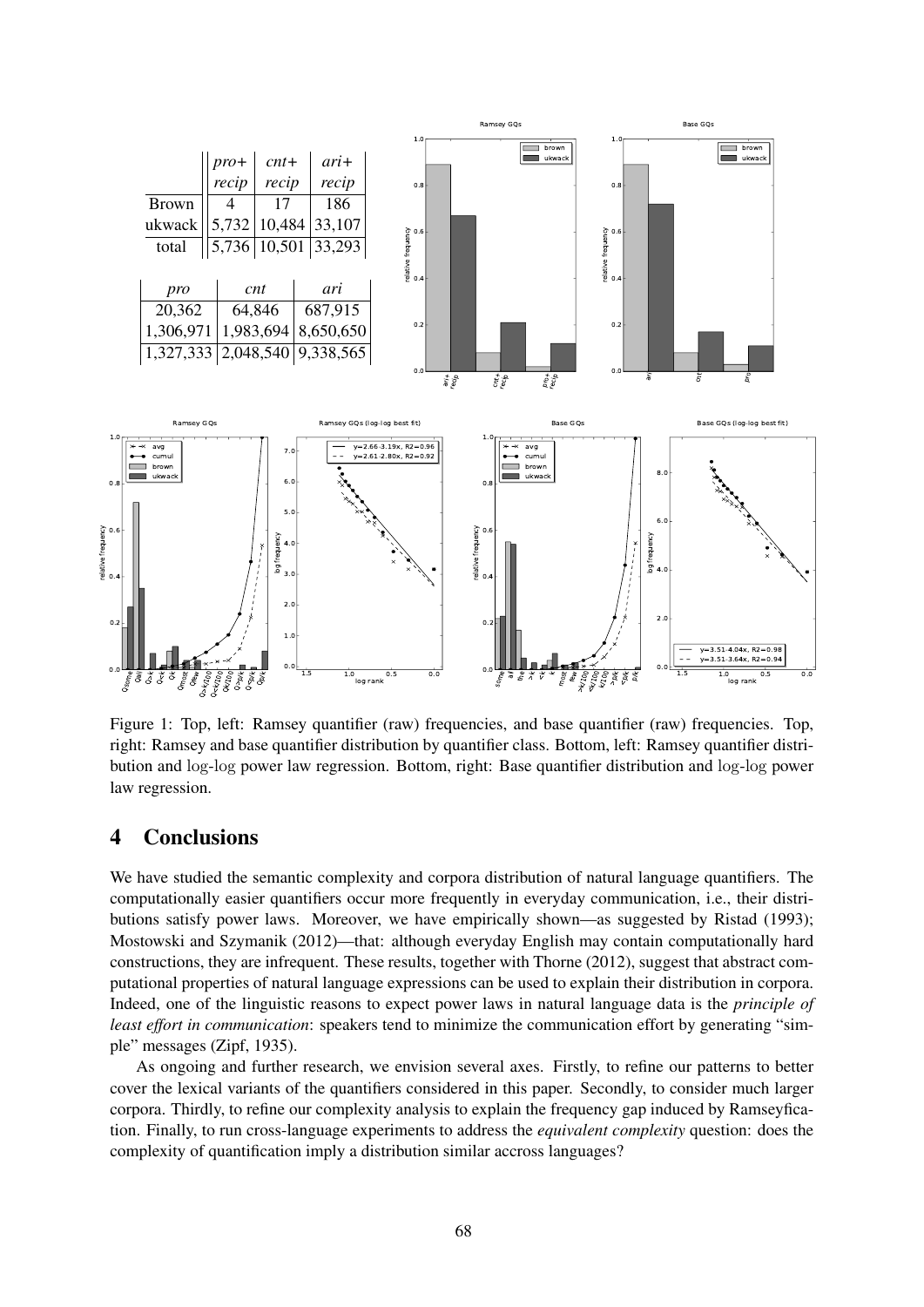|  | *pro+ recip* | *cnt+ recip* | *ari+ recip* |
|---|---|---|---|
| Brown | 4 | 17 | 186 |
| ukwack | 5,732 | 10,484 | 33,107 |
| total | 5,736 | 10,501 | 33,293 |

| *pro* | *cnt* | *ari* |
|---|---|---|
| 20,362 | 64,846 | 687,915 |
| 1,306,971 | 1,983,694 | 8,650,650 |
| 1,327,333 | 2,048,540 | 9,338,565 |

Figure 1: Top, left: Ramsey quantifier (raw) frequencies, and base quantifier (raw) frequencies. Top, right: Ramsey and base quantifier distribution by quantifier class. Bottom, left: Ramsey quantifier distribution and log-log power law regression. Bottom, right: Base quantifier distribution and log-log power law regression.

# 4 Conclusions

We have studied the semantic complexity and corpora distribution of natural language quantifiers. The computationally easier quantifiers occur more frequently in everyday communication, i.e., their distributions satisfy power laws. Moreover, we have empirically shown—as suggested by Ristad (1993); Mostowski and Szymanik (2012)—that: although everyday English may contain computationally hard constructions, they are infrequent. These results, together with Thorne (2012), suggest that abstract computational properties of natural language expressions can be used to explain their distribution in corpora. Indeed, one of the linguistic reasons to expect power laws in natural language data is the *principle of least effort in communication*: speakers tend to minimize the communication effort by generating "simple" messages (Zipf, 1935).

As ongoing and further research, we envision several axes. Firstly, to refine our patterns to better cover the lexical variants of the quantifiers considered in this paper. Secondly, to consider much larger corpora. Thirdly, to refine our complexity analysis to explain the frequency gap induced by Ramseyfication. Finally, to run cross-language experiments to address the *equivalent complexity* question: does the complexity of quantification imply a distribution similar accross languages?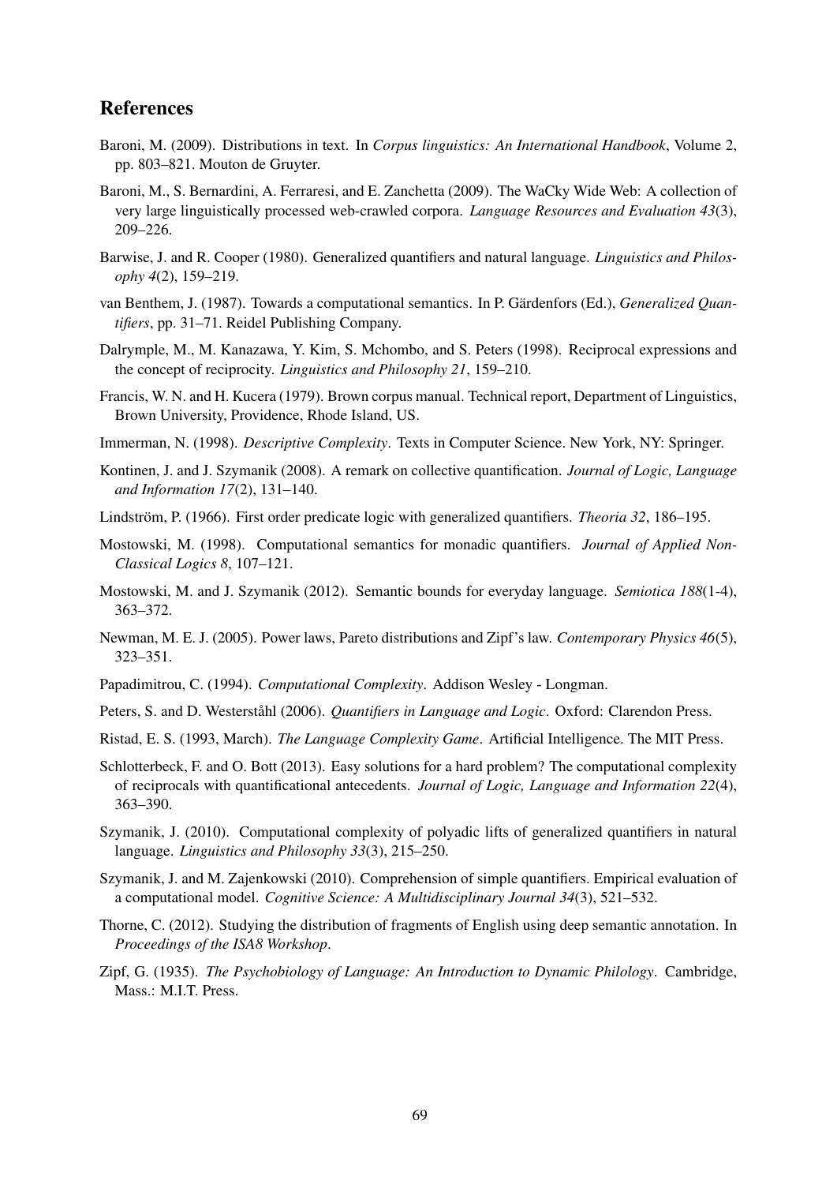## References

Baroni, M. (2009). Distributions in text. In *Corpus linguistics: An International Handbook*, Volume 2, pp. 803–821. Mouton de Gruyter.

Baroni, M., S. Bernardini, A. Ferraresi, and E. Zanchetta (2009). The WaCky Wide Web: A collection of very large linguistically processed web-crawled corpora. *Language Resources and Evaluation 43*(3), 209–226.

Barwise, J. and R. Cooper (1980). Generalized quantifiers and natural language. *Linguistics and Philosophy 4*(2), 159–219.

van Benthem, J. (1987). Towards a computational semantics. In P. Gärdenfors (Ed.), *Generalized Quantifiers*, pp. 31–71. Reidel Publishing Company.

Dalrymple, M., M. Kanazawa, Y. Kim, S. Mchombo, and S. Peters (1998). Reciprocal expressions and the concept of reciprocity. *Linguistics and Philosophy 21*, 159–210.

Francis, W. N. and H. Kucera (1979). Brown corpus manual. Technical report, Department of Linguistics, Brown University, Providence, Rhode Island, US.

Immerman, N. (1998). *Descriptive Complexity*. Texts in Computer Science. New York, NY: Springer.

Kontinen, J. and J. Szymanik (2008). A remark on collective quantification. *Journal of Logic, Language and Information 17*(2), 131–140.

Lindström, P. (1966). First order predicate logic with generalized quantifiers. *Theoria 32*, 186–195.

Mostowski, M. (1998). Computational semantics for monadic quantifiers. *Journal of Applied Non-Classical Logics 8*, 107–121.

Mostowski, M. and J. Szymanik (2012). Semantic bounds for everyday language. *Semiotica 188*(1-4), 363–372.

Newman, M. E. J. (2005). Power laws, Pareto distributions and Zipf's law. *Contemporary Physics 46*(5), 323–351.

Papadimitrou, C. (1994). *Computational Complexity*. Addison Wesley - Longman.

Peters, S. and D. Westerståhl (2006). *Quantifiers in Language and Logic*. Oxford: Clarendon Press.

Ristad, E. S. (1993, March). *The Language Complexity Game*. Artificial Intelligence. The MIT Press.

Schlotterbeck, F. and O. Bott (2013). Easy solutions for a hard problem? The computational complexity of reciprocals with quantificational antecedents. *Journal of Logic, Language and Information 22*(4), 363–390.

Szymanik, J. (2010). Computational complexity of polyadic lifts of generalized quantifiers in natural language. *Linguistics and Philosophy 33*(3), 215–250.

Szymanik, J. and M. Zajenkowski (2010). Comprehension of simple quantifiers. Empirical evaluation of a computational model. *Cognitive Science: A Multidisciplinary Journal 34*(3), 521–532.

Thorne, C. (2012). Studying the distribution of fragments of English using deep semantic annotation. In *Proceedings of the ISA8 Workshop*.

Zipf, G. (1935). *The Psychobiology of Language: An Introduction to Dynamic Philology*. Cambridge, Mass.: M.I.T. Press.